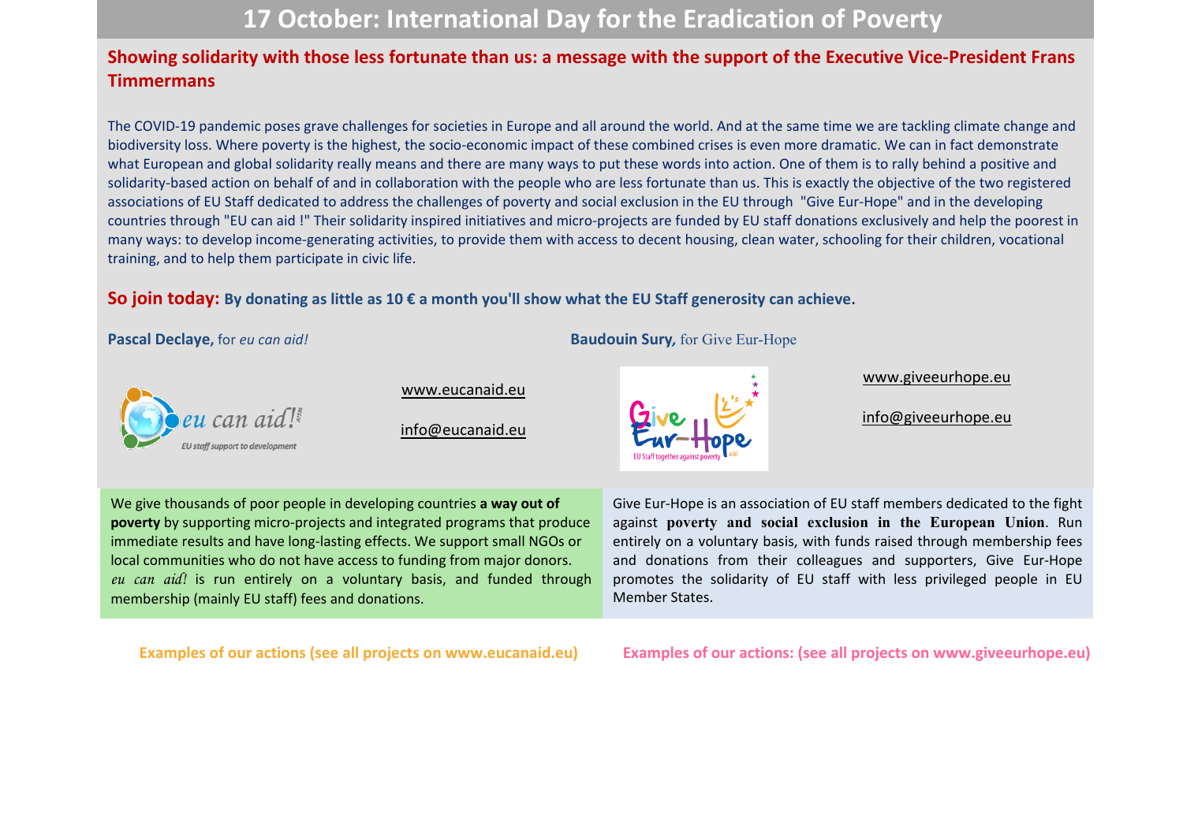# 17 October: International Day for the Eradication of Poverty

## Showing solidarity with those less fortunate than us: a message with the support of the Executive Vice-President Frans Timmermans

The COVID-19 pandemic poses grave challenges for societies in Europe and all around the world. And at the same time we are tackling climate change and biodiversity loss. Where poverty is the highest, the socio-economic impact of these combined crises is even more dramatic. We can in fact demonstrate what European and global solidarity really means and there are many ways to put these words into action. One of them is to rally behind a positive and solidarity-based action on behalf of and in collaboration with the people who are less fortunate than us. This is exactly the objective of the two registered associations of EU Staff dedicated to address the challenges of poverty and social exclusion in the EU through "Give Eur-Hope" and in the developing countries through "EU can aid !" Their solidarity inspired initiatives and micro-projects are funded by EU staff donations exclusively and help the poorest in many ways: to develop income-generating activities, to provide them with access to decent housing, clean water, schooling for their children, vocational training, and to help them participate in civic life.

**So join today:** **By donating as little as 10 € a month you'll show what the EU Staff generosity can achieve.**

**Pascal Declaye,** for *eu can aid!*

www.eucanaid.eu

info@eucanaid.eu

We give thousands of poor people in developing countries **a way out of poverty** by supporting micro-projects and integrated programs that produce immediate results and have long-lasting effects. We support small NGOs or local communities who do not have access to funding from major donors. *eu can aid!* is run entirely on a voluntary basis, and funded through membership (mainly EU staff) fees and donations.

**Examples of our actions (see all projects on www.eucanaid.eu)**

**Baudouin Sury,** for Give Eur-Hope

www.giveeurhope.eu

info@giveeurhope.eu

Give Eur-Hope is an association of EU staff members dedicated to the fight against **poverty and social exclusion in the European Union**. Run entirely on a voluntary basis, with funds raised through membership fees and donations from their colleagues and supporters, Give Eur-Hope promotes the solidarity of EU staff with less privileged people in EU Member States.

**Examples of our actions: (see all projects on www.giveeurhope.eu)**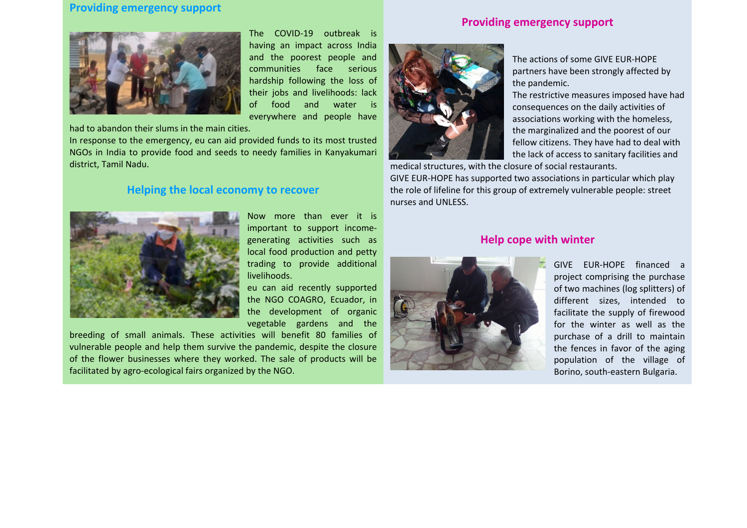## Providing emergency support

The COVID-19 outbreak is having an impact across India and the poorest people and communities face serious hardship following the loss of their jobs and livelihoods: lack of food and water is everywhere and people have had to abandon their slums in the main cities.

In response to the emergency, eu can aid provided funds to its most trusted NGOs in India to provide food and seeds to needy families in Kanyakumari district, Tamil Nadu.

## Helping the local economy to recover

Now more than ever it is important to support income-generating activities such as local food production and petty trading to provide additional livelihoods.

eu can aid recently supported the NGO COAGRO, Ecuador, in the development of organic vegetable gardens and the breeding of small animals. These activities will benefit 80 families of vulnerable people and help them survive the pandemic, despite the closure of the flower businesses where they worked. The sale of products will be facilitated by agro-ecological fairs organized by the NGO.

## Providing emergency support

The actions of some GIVE EUR-HOPE partners have been strongly affected by the pandemic.

The restrictive measures imposed have had consequences on the daily activities of associations working with the homeless, the marginalized and the poorest of our fellow citizens. They have had to deal with the lack of access to sanitary facilities and medical structures, with the closure of social restaurants.

GIVE EUR-HOPE has supported two associations in particular which play the role of lifeline for this group of extremely vulnerable people: street nurses and UNLESS.

## Help cope with winter

GIVE EUR-HOPE financed a project comprising the purchase of two machines (log splitters) of different sizes, intended to facilitate the supply of firewood for the winter as well as the purchase of a drill to maintain the fences in favor of the aging population of the village of Borino, south-eastern Bulgaria.